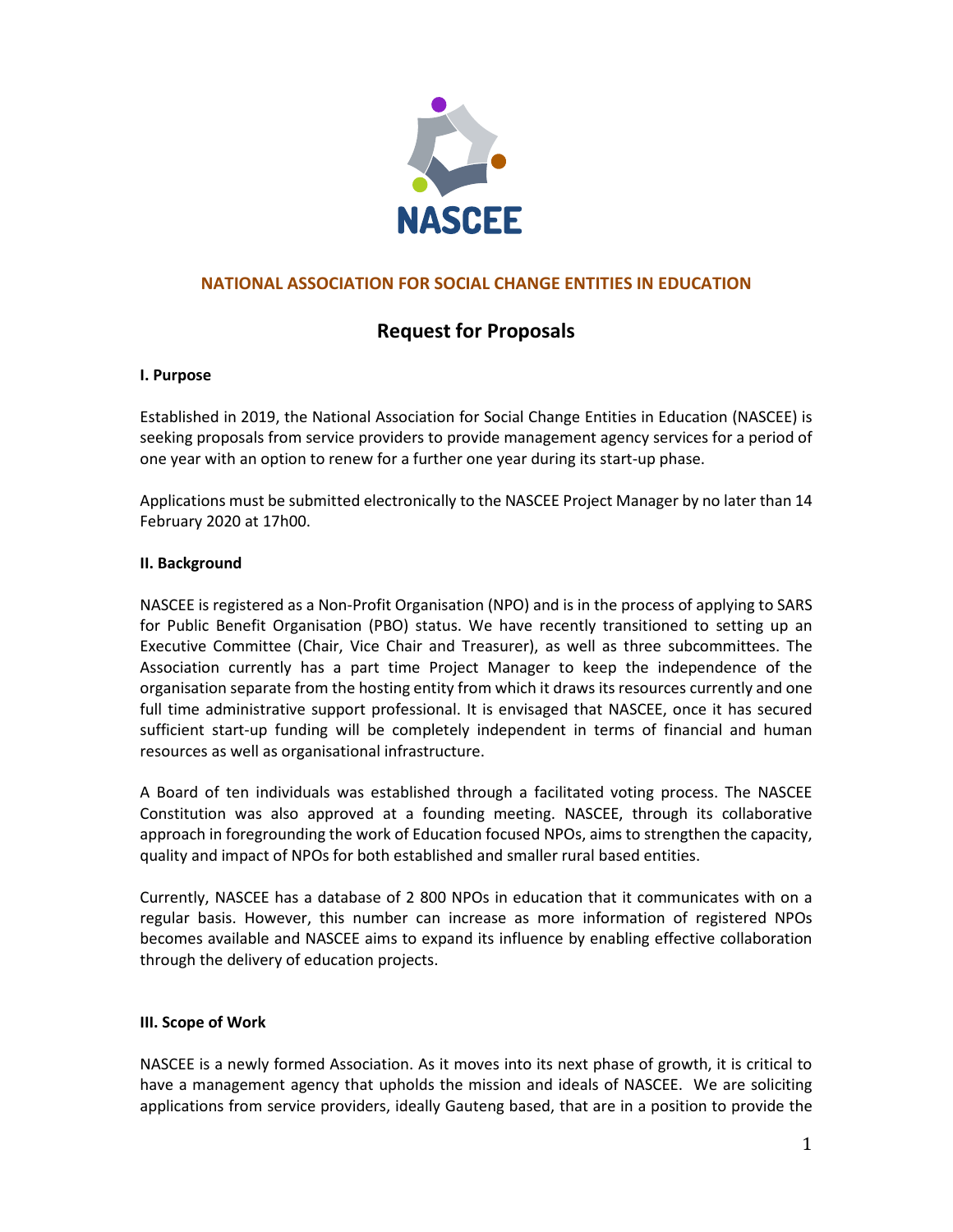NASCEE

## NATIONAL ASSOCIATION FOR SOCIAL CHANGE ENTITIES IN EDUCATION

# Request for Proposals

**I. Purpose**

Established in 2019, the National Association for Social Change Entities in Education (NASCEE) is seeking proposals from service providers to provide management agency services for a period of one year with an option to renew for a further one year during its start-up phase.

Applications must be submitted electronically to the NASCEE Project Manager by no later than 14 February 2020 at 17h00.

**II. Background**

NASCEE is registered as a Non-Profit Organisation (NPO) and is in the process of applying to SARS for Public Benefit Organisation (PBO) status. We have recently transitioned to setting up an Executive Committee (Chair, Vice Chair and Treasurer), as well as three subcommittees. The Association currently has a part time Project Manager to keep the independence of the organisation separate from the hosting entity from which it draws its resources currently and one full time administrative support professional. It is envisaged that NASCEE, once it has secured sufficient start-up funding will be completely independent in terms of financial and human resources as well as organisational infrastructure.

A Board of ten individuals was established through a facilitated voting process. The NASCEE Constitution was also approved at a founding meeting. NASCEE, through its collaborative approach in foregrounding the work of Education focused NPOs, aims to strengthen the capacity, quality and impact of NPOs for both established and smaller rural based entities.

Currently, NASCEE has a database of 2 800 NPOs in education that it communicates with on a regular basis. However, this number can increase as more information of registered NPOs becomes available and NASCEE aims to expand its influence by enabling effective collaboration through the delivery of education projects.

**III. Scope of Work**

NASCEE is a newly formed Association. As it moves into its next phase of growth, it is critical to have a management agency that upholds the mission and ideals of NASCEE. We are soliciting applications from service providers, ideally Gauteng based, that are in a position to provide the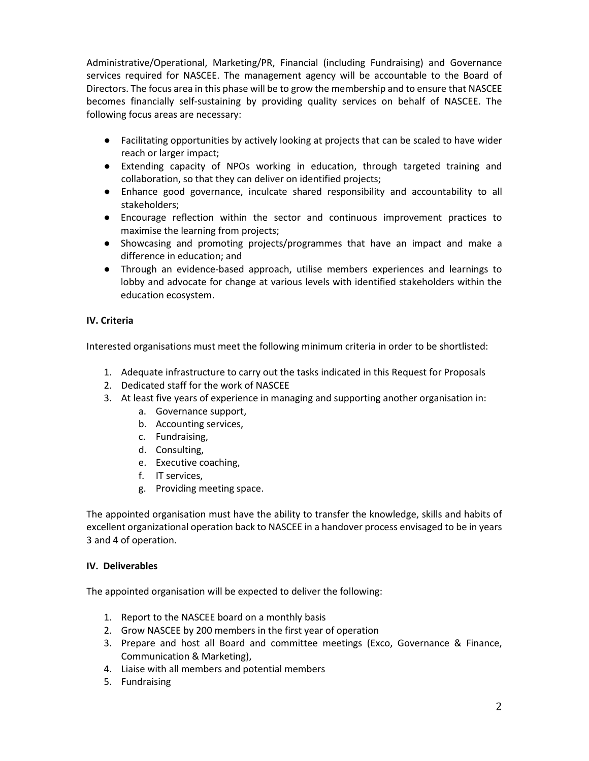Administrative/Operational, Marketing/PR, Financial (including Fundraising) and Governance services required for NASCEE. The management agency will be accountable to the Board of Directors. The focus area in this phase will be to grow the membership and to ensure that NASCEE becomes financially self-sustaining by providing quality services on behalf of NASCEE. The following focus areas are necessary:

- Facilitating opportunities by actively looking at projects that can be scaled to have wider reach or larger impact;
- Extending capacity of NPOs working in education, through targeted training and collaboration, so that they can deliver on identified projects;
- Enhance good governance, inculcate shared responsibility and accountability to all stakeholders;
- Encourage reflection within the sector and continuous improvement practices to maximise the learning from projects;
- Showcasing and promoting projects/programmes that have an impact and make a difference in education; and
- Through an evidence-based approach, utilise members experiences and learnings to lobby and advocate for change at various levels with identified stakeholders within the education ecosystem.

**IV. Criteria**

Interested organisations must meet the following minimum criteria in order to be shortlisted:

1. Adequate infrastructure to carry out the tasks indicated in this Request for Proposals
2. Dedicated staff for the work of NASCEE
3. At least five years of experience in managing and supporting another organisation in:
   a. Governance support,
   b. Accounting services,
   c. Fundraising,
   d. Consulting,
   e. Executive coaching,
   f. IT services,
   g. Providing meeting space.

The appointed organisation must have the ability to transfer the knowledge, skills and habits of excellent organizational operation back to NASCEE in a handover process envisaged to be in years 3 and 4 of operation.

**IV. Deliverables**

The appointed organisation will be expected to deliver the following:

1. Report to the NASCEE board on a monthly basis
2. Grow NASCEE by 200 members in the first year of operation
3. Prepare and host all Board and committee meetings (Exco, Governance & Finance, Communication & Marketing),
4. Liaise with all members and potential members
5. Fundraising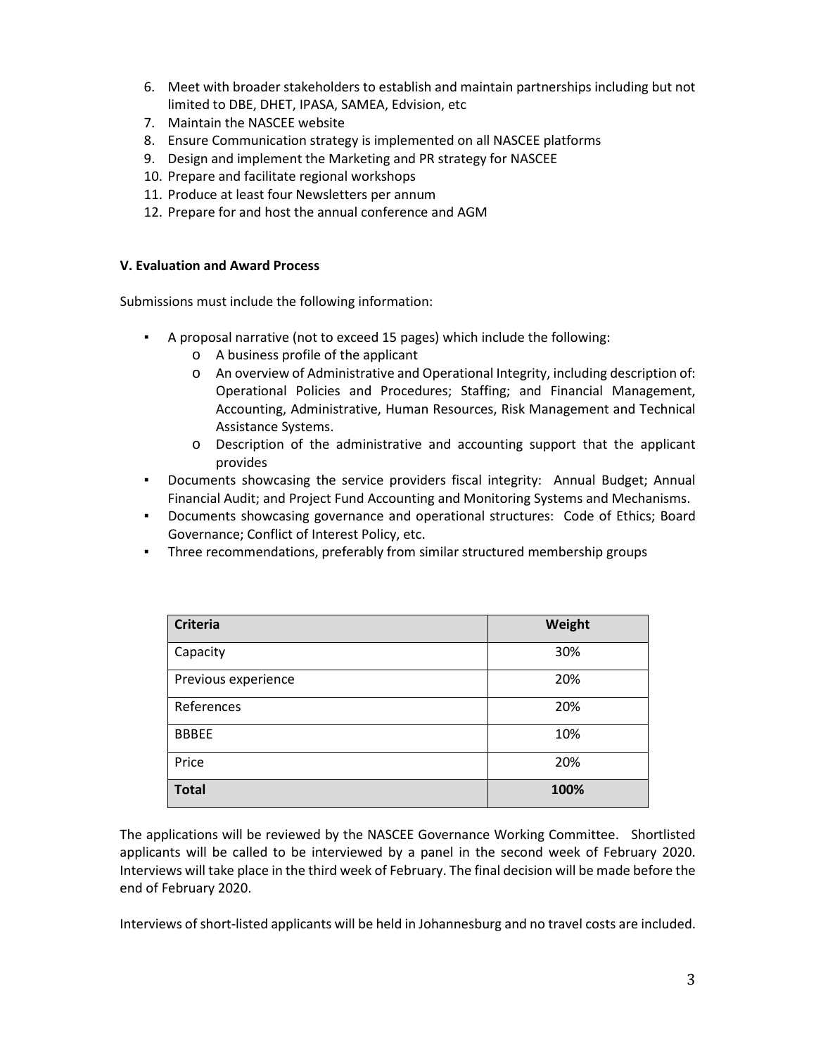6. Meet with broader stakeholders to establish and maintain partnerships including but not limited to DBE, DHET, IPASA, SAMEA, Edvision, etc
7. Maintain the NASCEE website
8. Ensure Communication strategy is implemented on all NASCEE platforms
9. Design and implement the Marketing and PR strategy for NASCEE
10. Prepare and facilitate regional workshops
11. Produce at least four Newsletters per annum
12. Prepare for and host the annual conference and AGM

**V. Evaluation and Award Process**

Submissions must include the following information:

- A proposal narrative (not to exceed 15 pages) which include the following:
  - A business profile of the applicant
  - An overview of Administrative and Operational Integrity, including description of: Operational Policies and Procedures; Staffing; and Financial Management, Accounting, Administrative, Human Resources, Risk Management and Technical Assistance Systems.
  - Description of the administrative and accounting support that the applicant provides
- Documents showcasing the service providers fiscal integrity: Annual Budget; Annual Financial Audit; and Project Fund Accounting and Monitoring Systems and Mechanisms.
- Documents showcasing governance and operational structures: Code of Ethics; Board Governance; Conflict of Interest Policy, etc.
- Three recommendations, preferably from similar structured membership groups

| Criteria | Weight |
|---|---|
| Capacity | 30% |
| Previous experience | 20% |
| References | 20% |
| BBBEE | 10% |
| Price | 20% |
| **Total** | **100%** |

The applications will be reviewed by the NASCEE Governance Working Committee. Shortlisted applicants will be called to be interviewed by a panel in the second week of February 2020. Interviews will take place in the third week of February. The final decision will be made before the end of February 2020.

Interviews of short-listed applicants will be held in Johannesburg and no travel costs are included.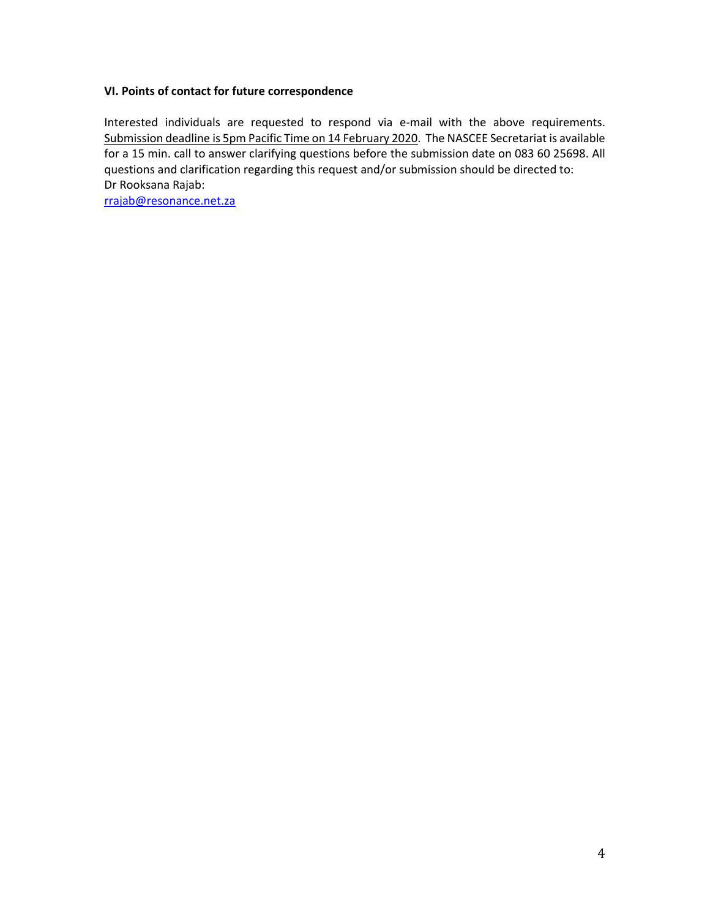### VI. Points of contact for future correspondence

Interested individuals are requested to respond via e-mail with the above requirements. Submission deadline is 5pm Pacific Time on 14 February 2020. The NASCEE Secretariat is available for a 15 min. call to answer clarifying questions before the submission date on 083 60 25698. All questions and clarification regarding this request and/or submission should be directed to:
Dr Rooksana Rajab:
rrajab@resonance.net.za